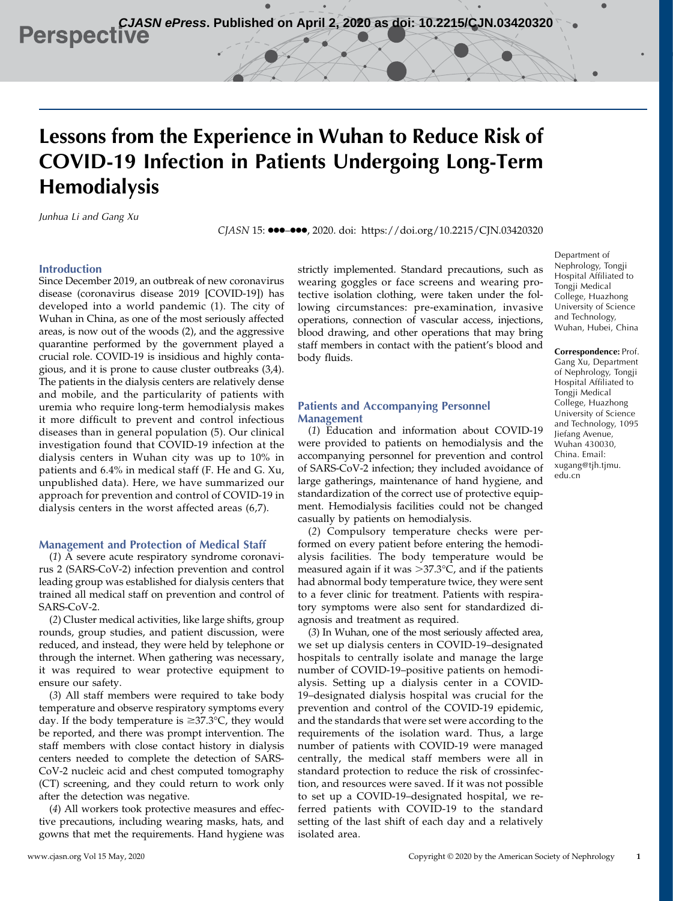Perspective

# Lessons from the Experience in Wuhan to Reduce Risk of COVID-19 Infection in Patients Undergoing Long-Term Hemodialysis

*Junhua Li and Gang Xu*

*CJASN* 15: ●●●–●●●, 2020. doi: https://doi.org/10.2215/CJN.03420320

Department of Nephrology, Tongji Hospital Affiliated to Tongji Medical College, Huazhong University of Science and Technology, Wuhan, Hubei, China

**Correspondence:** Prof. Gang Xu, Department of Nephrology, Tongji Hospital Affiliated to Tongji Medical College, Huazhong University of Science and Technology, 1095 Jiefang Avenue, Wuhan 430030, China. Email: xugang@tjh.tjmu.edu.cn

## Introduction

Since December 2019, an outbreak of new coronavirus disease (coronavirus disease 2019 [COVID-19]) has developed into a world pandemic (1). The city of Wuhan in China, as one of the most seriously affected areas, is now out of the woods (2), and the aggressive quarantine performed by the government played a crucial role. COVID-19 is insidious and highly contagious, and it is prone to cause cluster outbreaks (3,4). The patients in the dialysis centers are relatively dense and mobile, and the particularity of patients with uremia who require long-term hemodialysis makes it more difficult to prevent and control infectious diseases than in general population (5). Our clinical investigation found that COVID-19 infection at the dialysis centers in Wuhan city was up to 10% in patients and 6.4% in medical staff (F. He and G. Xu, unpublished data). Here, we have summarized our approach for prevention and control of COVID-19 in dialysis centers in the worst affected areas (6,7).

## Management and Protection of Medical Staff

(*1*) A severe acute respiratory syndrome coronavirus 2 (SARS-CoV-2) infection prevention and control leading group was established for dialysis centers that trained all medical staff on prevention and control of SARS-CoV-2.

(*2*) Cluster medical activities, like large shifts, group rounds, group studies, and patient discussion, were reduced, and instead, they were held by telephone or through the internet. When gathering was necessary, it was required to wear protective equipment to ensure our safety.

(*3*) All staff members were required to take body temperature and observe respiratory symptoms every day. If the body temperature is ≥37.3°C, they would be reported, and there was prompt intervention. The staff members with close contact history in dialysis centers needed to complete the detection of SARS-CoV-2 nucleic acid and chest computed tomography (CT) screening, and they could return to work only after the detection was negative.

(*4*) All workers took protective measures and effective precautions, including wearing masks, hats, and gowns that met the requirements. Hand hygiene was strictly implemented. Standard precautions, such as wearing goggles or face screens and wearing protective isolation clothing, were taken under the following circumstances: pre-examination, invasive operations, connection of vascular access, injections, blood drawing, and other operations that may bring staff members in contact with the patient's blood and body fluids.

## Patients and Accompanying Personnel Management

(*1*) Education and information about COVID-19 were provided to patients on hemodialysis and the accompanying personnel for prevention and control of SARS-CoV-2 infection; they included avoidance of large gatherings, maintenance of hand hygiene, and standardization of the correct use of protective equipment. Hemodialysis facilities could not be changed casually by patients on hemodialysis.

(*2*) Compulsory temperature checks were performed on every patient before entering the hemodialysis facilities. The body temperature would be measured again if it was >37.3°C, and if the patients had abnormal body temperature twice, they were sent to a fever clinic for treatment. Patients with respiratory symptoms were also sent for standardized diagnosis and treatment as required.

(*3*) In Wuhan, one of the most seriously affected area, we set up dialysis centers in COVID-19–designated hospitals to centrally isolate and manage the large number of COVID-19–positive patients on hemodialysis. Setting up a dialysis center in a COVID-19–designated dialysis hospital was crucial for the prevention and control of the COVID-19 epidemic, and the standards that were set were according to the requirements of the isolation ward. Thus, a large number of patients with COVID-19 were managed centrally, the medical staff members were all in standard protection to reduce the risk of crossinfection, and resources were saved. If it was not possible to set up a COVID-19–designated hospital, we referred patients with COVID-19 to the standard setting of the last shift of each day and a relatively isolated area.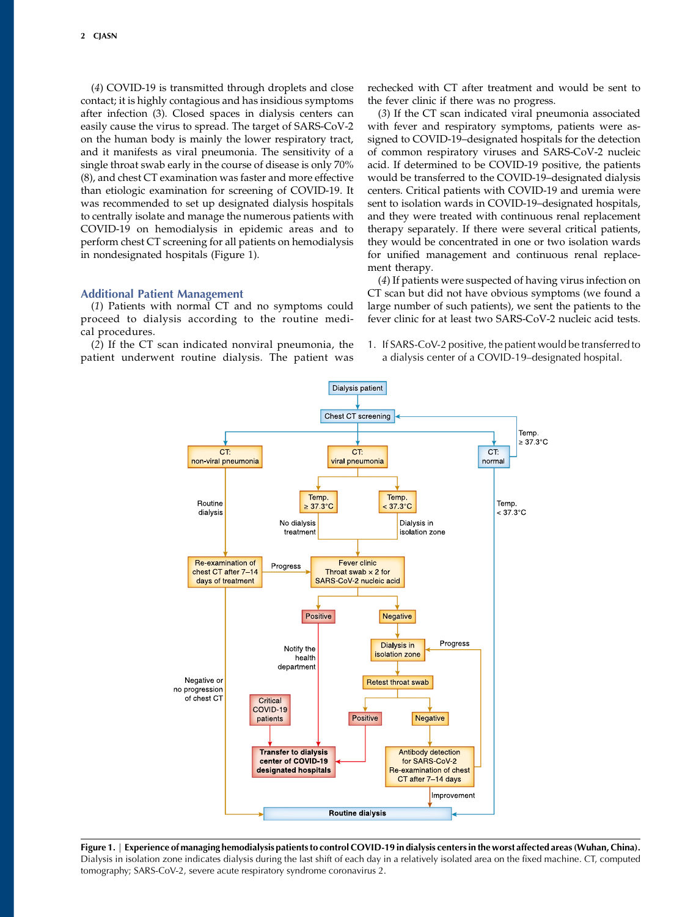(*4*) COVID-19 is transmitted through droplets and close contact; it is highly contagious and has insidious symptoms after infection (3). Closed spaces in dialysis centers can easily cause the virus to spread. The target of SARS-CoV-2 on the human body is mainly the lower respiratory tract, and it manifests as viral pneumonia. The sensitivity of a single throat swab early in the course of disease is only 70% (8), and chest CT examination was faster and more effective than etiologic examination for screening of COVID-19. It was recommended to set up designated dialysis hospitals to centrally isolate and manage the numerous patients with COVID-19 on hemodialysis in epidemic areas and to perform chest CT screening for all patients on hemodialysis in nondesignated hospitals (Figure 1).

## Additional Patient Management

(*1*) Patients with normal CT and no symptoms could proceed to dialysis according to the routine medical procedures.

(*2*) If the CT scan indicated nonviral pneumonia, the patient underwent routine dialysis. The patient was rechecked with CT after treatment and would be sent to the fever clinic if there was no progress.

(*3*) If the CT scan indicated viral pneumonia associated with fever and respiratory symptoms, patients were assigned to COVID-19–designated hospitals for the detection of common respiratory viruses and SARS-CoV-2 nucleic acid. If determined to be COVID-19 positive, the patients would be transferred to the COVID-19–designated dialysis centers. Critical patients with COVID-19 and uremia were sent to isolation wards in COVID-19–designated hospitals, and they were treated with continuous renal replacement therapy separately. If there were several critical patients, they would be concentrated in one or two isolation wards for unified management and continuous renal replacement therapy.

(*4*) If patients were suspected of having virus infection on CT scan but did not have obvious symptoms (we found a large number of such patients), we sent the patients to the fever clinic for at least two SARS-CoV-2 nucleic acid tests.

1. If SARS-CoV-2 positive, the patient would be transferred to a dialysis center of a COVID-19–designated hospital.

**Figure 1. | Experience of managing hemodialysis patients to control COVID-19 in dialysis centers in the worst affected areas (Wuhan, China).** Dialysis in isolation zone indicates dialysis during the last shift of each day in a relatively isolated area on the fixed machine. CT, computed tomography; SARS-CoV-2, severe acute respiratory syndrome coronavirus 2.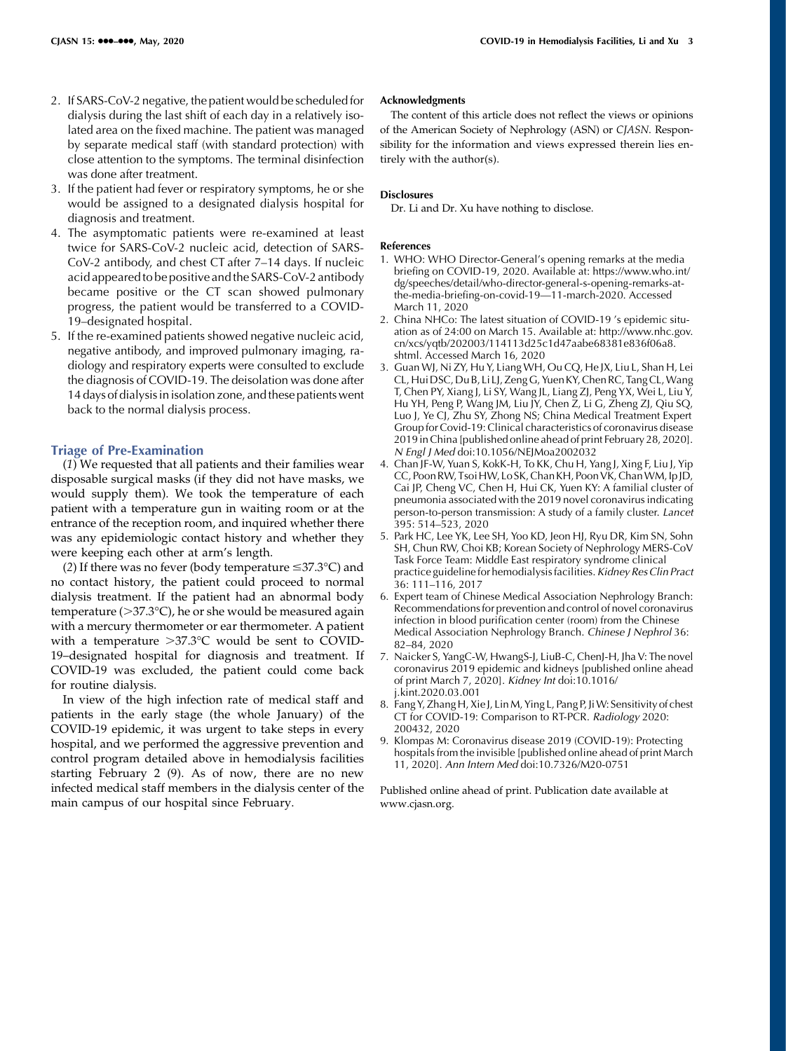2. If SARS-CoV-2 negative, the patient would be scheduled for dialysis during the last shift of each day in a relatively isolated area on the fixed machine. The patient was managed by separate medical staff (with standard protection) with close attention to the symptoms. The terminal disinfection was done after treatment.
3. If the patient had fever or respiratory symptoms, he or she would be assigned to a designated dialysis hospital for diagnosis and treatment.
4. The asymptomatic patients were re-examined at least twice for SARS-CoV-2 nucleic acid, detection of SARS-CoV-2 antibody, and chest CT after 7–14 days. If nucleic acid appeared to be positive and the SARS-CoV-2 antibody became positive or the CT scan showed pulmonary progress, the patient would be transferred to a COVID-19–designated hospital.
5. If the re-examined patients showed negative nucleic acid, negative antibody, and improved pulmonary imaging, radiology and respiratory experts were consulted to exclude the diagnosis of COVID-19. The deisolation was done after 14 days of dialysis in isolation zone, and these patients went back to the normal dialysis process.

## Triage of Pre-Examination

(*1*) We requested that all patients and their families wear disposable surgical masks (if they did not have masks, we would supply them). We took the temperature of each patient with a temperature gun in waiting room or at the entrance of the reception room, and inquired whether there was any epidemiologic contact history and whether they were keeping each other at arm's length.

(*2*) If there was no fever (body temperature ≤37.3°C) and no contact history, the patient could proceed to normal dialysis treatment. If the patient had an abnormal body temperature (>37.3°C), he or she would be measured again with a mercury thermometer or ear thermometer. A patient with a temperature >37.3°C would be sent to COVID-19–designated hospital for diagnosis and treatment. If COVID-19 was excluded, the patient could come back for routine dialysis.

In view of the high infection rate of medical staff and patients in the early stage (the whole January) of the COVID-19 epidemic, it was urgent to take steps in every hospital, and we performed the aggressive prevention and control program detailed above in hemodialysis facilities starting February 2 (9). As of now, there are no new infected medical staff members in the dialysis center of the main campus of our hospital since February.

### Acknowledgments

The content of this article does not reflect the views or opinions of the American Society of Nephrology (ASN) or *CJASN*. Responsibility for the information and views expressed therein lies entirely with the author(s).

### Disclosures

Dr. Li and Dr. Xu have nothing to disclose.

### References

1. WHO: WHO Director-General's opening remarks at the media briefing on COVID-19, 2020. Available at: https://www.who.int/dg/speeches/detail/who-director-general-s-opening-remarks-at-the-media-briefing-on-covid-19—11-march-2020. Accessed March 11, 2020
2. China NHCo: The latest situation of COVID-19 's epidemic situation as of 24:00 on March 15. Available at: http://www.nhc.gov.cn/xcs/yqtb/202003/114113d25c1d47aabe68381e836f06a8.shtml. Accessed March 16, 2020
3. Guan WJ, Ni ZY, Hu Y, Liang WH, Ou CQ, He JX, Liu L, Shan H, Lei CL, Hui DSC, Du B, Li LJ, Zeng G, Yuen KY, Chen RC, Tang CL, Wang T, Chen PY, Xiang J, Li SY, Wang JL, Liang ZJ, Peng YX, Wei L, Liu Y, Hu YH, Peng P, Wang JM, Liu JY, Chen Z, Li G, Zheng ZJ, Qiu SQ, Luo J, Ye CJ, Zhu SY, Zhong NS; China Medical Treatment Expert Group for Covid-19: Clinical characteristics of coronavirus disease 2019 in China [published online ahead of print February 28, 2020]. *N Engl J Med* doi:10.1056/NEJMoa2002032
4. Chan JF-W, Yuan S, KokK-H, To KK, Chu H, Yang J, Xing F, Liu J, Yip CC, Poon RW, Tsoi HW, Lo SK, Chan KH, Poon VK, Chan WM, Ip JD, Cai JP, Cheng VC, Chen H, Hui CK, Yuen KY: A familial cluster of pneumonia associated with the 2019 novel coronavirus indicating person-to-person transmission: A study of a family cluster. *Lancet* 395: 514–523, 2020
5. Park HC, Lee YK, Lee SH, Yoo KD, Jeon HJ, Ryu DR, Kim SN, Sohn SH, Chun RW, Choi KB; Korean Society of Nephrology MERS-CoV Task Force Team: Middle East respiratory syndrome clinical practice guideline for hemodialysis facilities. *Kidney Res Clin Pract* 36: 111–116, 2017
6. Expert team of Chinese Medical Association Nephrology Branch: Recommendations for prevention and control of novel coronavirus infection in blood purification center (room) from the Chinese Medical Association Nephrology Branch. *Chinese J Nephrol* 36: 82–84, 2020
7. Naicker S, YangC-W, HwangS-J, LiuB-C, ChenJ-H, Jha V: The novel coronavirus 2019 epidemic and kidneys [published online ahead of print March 7, 2020]. *Kidney Int* doi:10.1016/j.kint.2020.03.001
8. Fang Y, Zhang H, Xie J, Lin M, Ying L, Pang P, Ji W: Sensitivity of chest CT for COVID-19: Comparison to RT-PCR. *Radiology* 2020: 200432, 2020
9. Klompas M: Coronavirus disease 2019 (COVID-19): Protecting hospitals from the invisible [published online ahead of print March 11, 2020]. *Ann Intern Med* doi:10.7326/M20-0751

Published online ahead of print. Publication date available at www.cjasn.org.